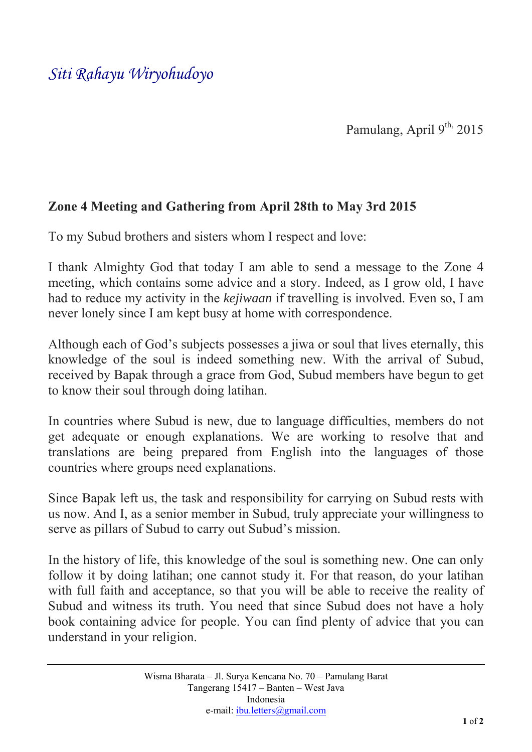*Siti Rahayu Wiryohudoyo*

Pamulang, April 9th, 2015

## Zone 4 Meeting and Gathering from April 28th to May 3rd 2015

To my Subud brothers and sisters whom I respect and love:

I thank Almighty God that today I am able to send a message to the Zone 4 meeting, which contains some advice and a story. Indeed, as I grow old, I have had to reduce my activity in the *kejiwaan* if travelling is involved. Even so, I am never lonely since I am kept busy at home with correspondence.

Although each of God's subjects possesses a jiwa or soul that lives eternally, this knowledge of the soul is indeed something new. With the arrival of Subud, received by Bapak through a grace from God, Subud members have begun to get to know their soul through doing latihan.

In countries where Subud is new, due to language difficulties, members do not get adequate or enough explanations. We are working to resolve that and translations are being prepared from English into the languages of those countries where groups need explanations.

Since Bapak left us, the task and responsibility for carrying on Subud rests with us now. And I, as a senior member in Subud, truly appreciate your willingness to serve as pillars of Subud to carry out Subud's mission.

In the history of life, this knowledge of the soul is something new. One can only follow it by doing latihan; one cannot study it. For that reason, do your latihan with full faith and acceptance, so that you will be able to receive the reality of Subud and witness its truth. You need that since Subud does not have a holy book containing advice for people. You can find plenty of advice that you can understand in your religion.

Wisma Bharata – Jl. Surya Kencana No. 70 – Pamulang Barat
Tangerang 15417 – Banten – West Java
Indonesia
e-mail: ibu.letters@gmail.com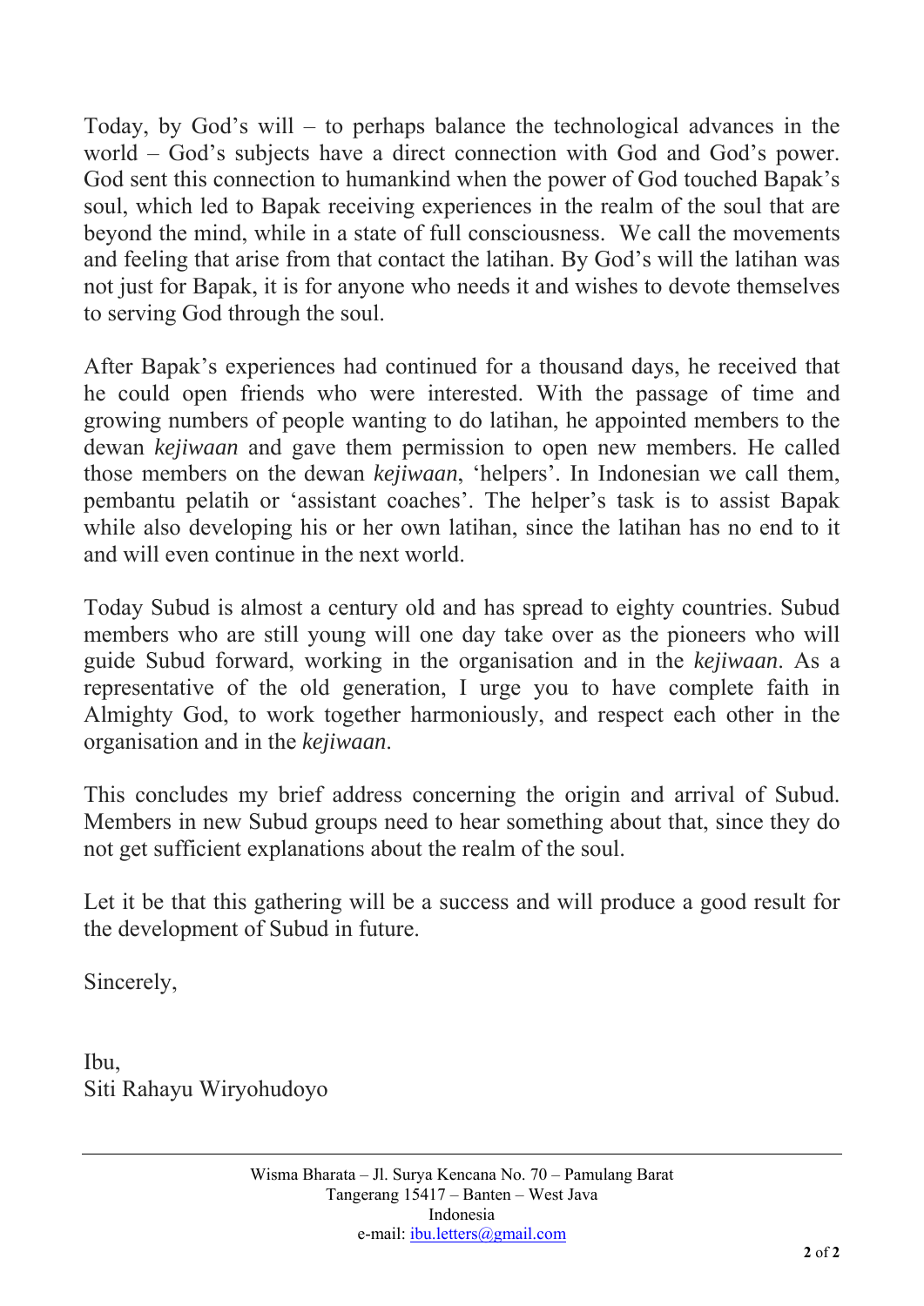Today, by God's will – to perhaps balance the technological advances in the world – God's subjects have a direct connection with God and God's power. God sent this connection to humankind when the power of God touched Bapak's soul, which led to Bapak receiving experiences in the realm of the soul that are beyond the mind, while in a state of full consciousness. We call the movements and feeling that arise from that contact the latihan. By God's will the latihan was not just for Bapak, it is for anyone who needs it and wishes to devote themselves to serving God through the soul.

After Bapak's experiences had continued for a thousand days, he received that he could open friends who were interested. With the passage of time and growing numbers of people wanting to do latihan, he appointed members to the dewan *kejiwaan* and gave them permission to open new members. He called those members on the dewan *kejiwaan*, 'helpers'. In Indonesian we call them, pembantu pelatih or 'assistant coaches'. The helper's task is to assist Bapak while also developing his or her own latihan, since the latihan has no end to it and will even continue in the next world.

Today Subud is almost a century old and has spread to eighty countries. Subud members who are still young will one day take over as the pioneers who will guide Subud forward, working in the organisation and in the *kejiwaan*. As a representative of the old generation, I urge you to have complete faith in Almighty God, to work together harmoniously, and respect each other in the organisation and in the *kejiwaan*.

This concludes my brief address concerning the origin and arrival of Subud. Members in new Subud groups need to hear something about that, since they do not get sufficient explanations about the realm of the soul.

Let it be that this gathering will be a success and will produce a good result for the development of Subud in future.

Sincerely,

Ibu,
Siti Rahayu Wiryohudoyo

---

Wisma Bharata – Jl. Surya Kencana No. 70 – Pamulang Barat
Tangerang 15417 – Banten – West Java
Indonesia
e-mail: ibu.letters@gmail.com